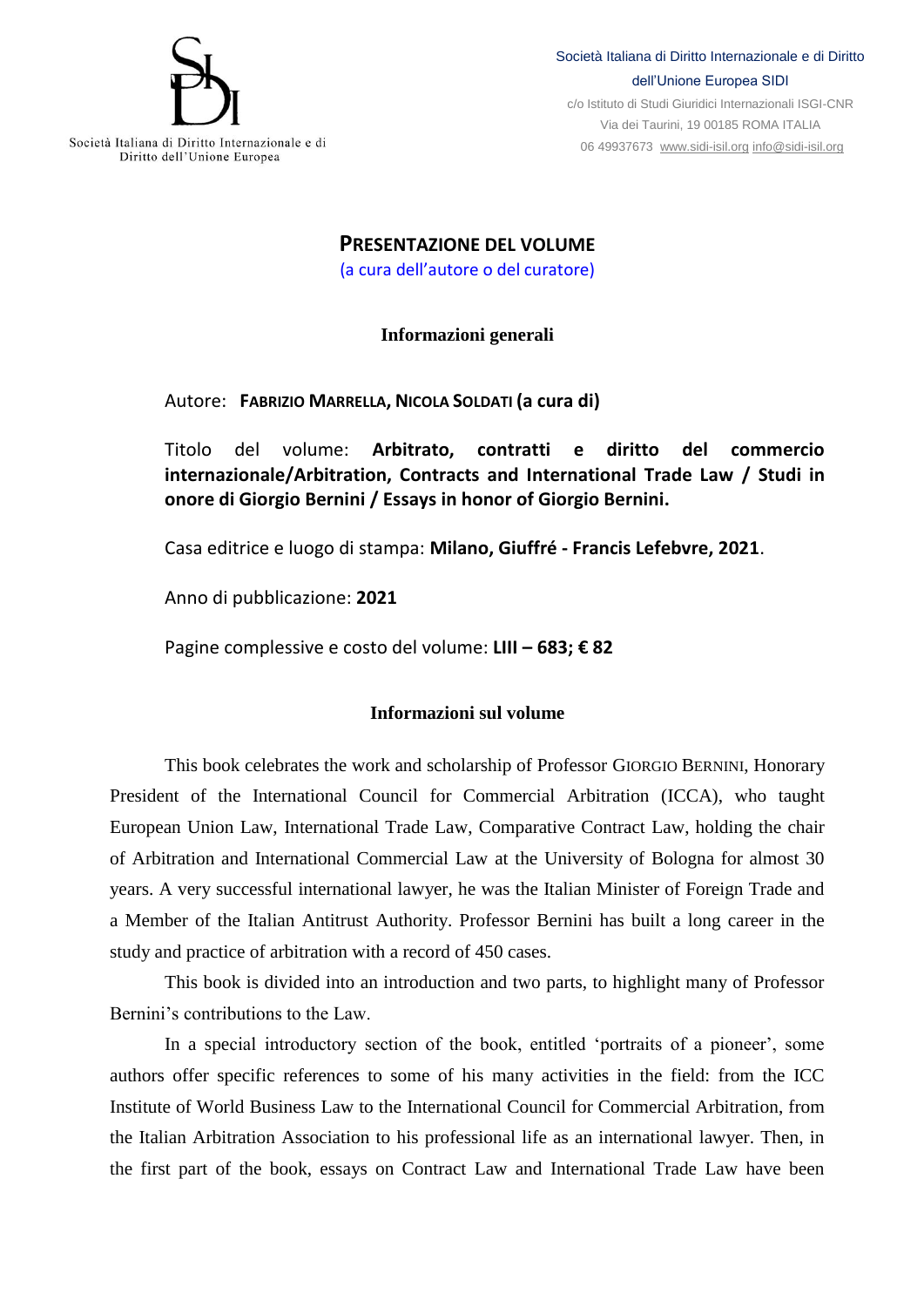Società Italiana di Diritto Internazionale e di Diritto dell'Unione Europea

Società Italiana di Diritto Internazionale e di Diritto dell'Unione Europea SIDI
c/o Istituto di Studi Giuridici Internazionali ISGI-CNR
Via dei Taurini, 19 00185 ROMA ITALIA
06 49937673 www.sidi-isil.org info@sidi-isil.org

# PRESENTAZIONE DEL VOLUME

(a cura dell'autore o del curatore)

## Informazioni generali

Autore: **FABRIZIO MARRELLA, NICOLA SOLDATI (a cura di)**

Titolo del volume: **Arbitrato, contratti e diritto del commercio internazionale/Arbitration, Contracts and International Trade Law / Studi in onore di Giorgio Bernini / Essays in honor of Giorgio Bernini.**

Casa editrice e luogo di stampa: **Milano, Giuffré - Francis Lefebvre, 2021**.

Anno di pubblicazione: **2021**

Pagine complessive e costo del volume: **LIII – 683; € 82**

## Informazioni sul volume

This book celebrates the work and scholarship of Professor GIORGIO BERNINI, Honorary President of the International Council for Commercial Arbitration (ICCA), who taught European Union Law, International Trade Law, Comparative Contract Law, holding the chair of Arbitration and International Commercial Law at the University of Bologna for almost 30 years. A very successful international lawyer, he was the Italian Minister of Foreign Trade and a Member of the Italian Antitrust Authority. Professor Bernini has built a long career in the study and practice of arbitration with a record of 450 cases.

This book is divided into an introduction and two parts, to highlight many of Professor Bernini's contributions to the Law.

In a special introductory section of the book, entitled 'portraits of a pioneer', some authors offer specific references to some of his many activities in the field: from the ICC Institute of World Business Law to the International Council for Commercial Arbitration, from the Italian Arbitration Association to his professional life as an international lawyer. Then, in the first part of the book, essays on Contract Law and International Trade Law have been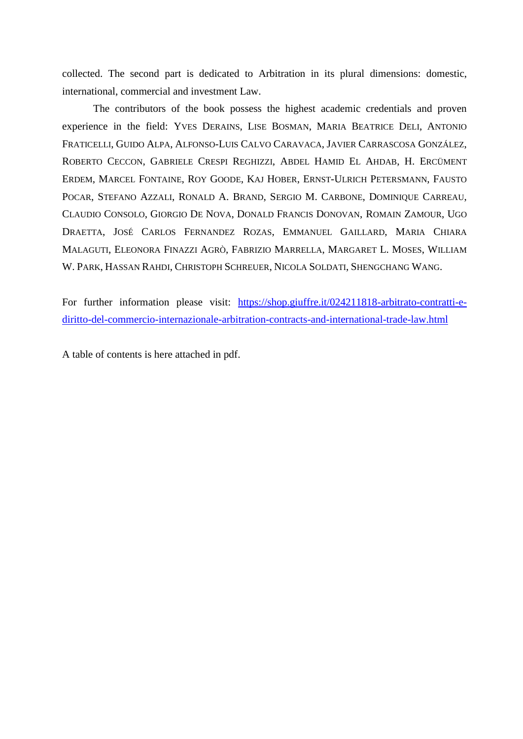collected. The second part is dedicated to Arbitration in its plural dimensions: domestic, international, commercial and investment Law.

The contributors of the book possess the highest academic credentials and proven experience in the field: YVES DERAINS, LISE BOSMAN, MARIA BEATRICE DELI, ANTONIO FRATICELLI, GUIDO ALPA, ALFONSO-LUIS CALVO CARAVACA, JAVIER CARRASCOSA GONZÁLEZ, ROBERTO CECCON, GABRIELE CRESPI REGHIZZI, ABDEL HAMID EL AHDAB, H. ERCÜMENT ERDEM, MARCEL FONTAINE, ROY GOODE, KAJ HOBER, ERNST-ULRICH PETERSMANN, FAUSTO POCAR, STEFANO AZZALI, RONALD A. BRAND, SERGIO M. CARBONE, DOMINIQUE CARREAU, CLAUDIO CONSOLO, GIORGIO DE NOVA, DONALD FRANCIS DONOVAN, ROMAIN ZAMOUR, UGO DRAETTA, JOSÉ CARLOS FERNANDEZ ROZAS, EMMANUEL GAILLARD, MARIA CHIARA MALAGUTI, ELEONORA FINAZZI AGRÒ, FABRIZIO MARRELLA, MARGARET L. MOSES, WILLIAM W. PARK, HASSAN RAHDI, CHRISTOPH SCHREUER, NICOLA SOLDATI, SHENGCHANG WANG.

For further information please visit: [https://shop.giuffre.it/024211818-arbitrato-contratti-e-diritto-del-commercio-internazionale-arbitration-contracts-and-international-trade-law.html](https://shop.giuffre.it/024211818-arbitrato-contratti-e-diritto-del-commercio-internazionale-arbitration-contracts-and-international-trade-law.html)

A table of contents is here attached in pdf.